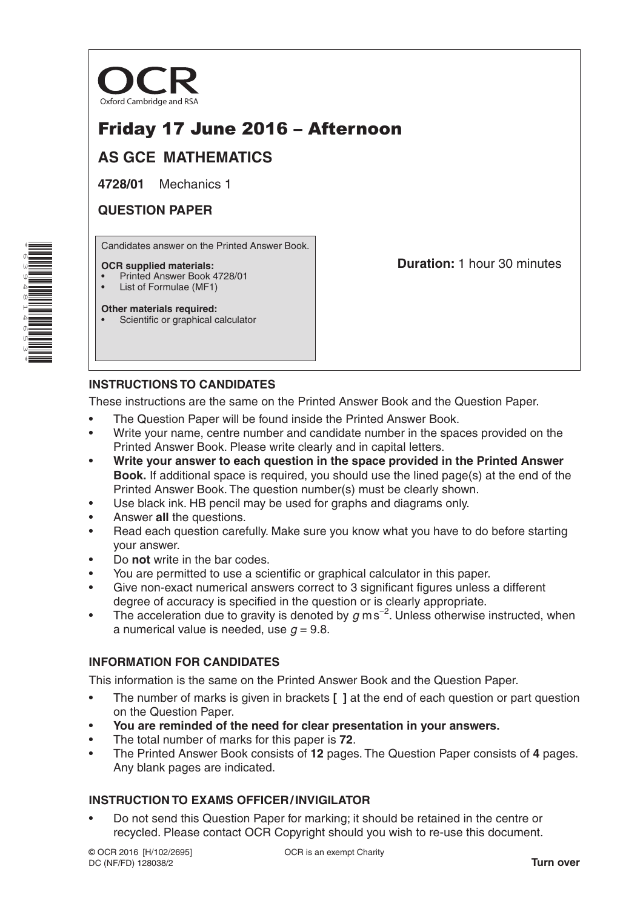OCR

Oxford Cambridge and RSA

# Friday 17 June 2016 – Afternoon

## AS GCE MATHEMATICS

**4728/01** Mechanics 1

### QUESTION PAPER

Candidates answer on the Printed Answer Book.

**OCR supplied materials:**
- Printed Answer Book 4728/01
- List of Formulae (MF1)

**Other materials required:**
- Scientific or graphical calculator

**Duration:** 1 hour 30 minutes

### INSTRUCTIONS TO CANDIDATES

These instructions are the same on the Printed Answer Book and the Question Paper.

- The Question Paper will be found inside the Printed Answer Book.
- Write your name, centre number and candidate number in the spaces provided on the Printed Answer Book. Please write clearly and in capital letters.
- **Write your answer to each question in the space provided in the Printed Answer Book.** If additional space is required, you should use the lined page(s) at the end of the Printed Answer Book. The question number(s) must be clearly shown.
- Use black ink. HB pencil may be used for graphs and diagrams only.
- Answer **all** the questions.
- Read each question carefully. Make sure you know what you have to do before starting your answer.
- Do **not** write in the bar codes.
- You are permitted to use a scientific or graphical calculator in this paper.
- Give non-exact numerical answers correct to 3 significant figures unless a different degree of accuracy is specified in the question or is clearly appropriate.
- The acceleration due to gravity is denoted by $g\,\text{m}\,\text{s}^{-2}$. Unless otherwise instructed, when a numerical value is needed, use $g = 9.8$.

### INFORMATION FOR CANDIDATES

This information is the same on the Printed Answer Book and the Question Paper.

- The number of marks is given in brackets **[ ]** at the end of each question or part question on the Question Paper.
- **You are reminded of the need for clear presentation in your answers.**
- The total number of marks for this paper is **72**.
- The Printed Answer Book consists of **12** pages. The Question Paper consists of **4** pages. Any blank pages are indicated.

### INSTRUCTION TO EXAMS OFFICER / INVIGILATOR

- Do not send this Question Paper for marking; it should be retained in the centre or recycled. Please contact OCR Copyright should you wish to re-use this document.

© OCR 2016 [H/102/2695]
DC (NF/FD) 128038/2

OCR is an exempt Charity

**Turn over**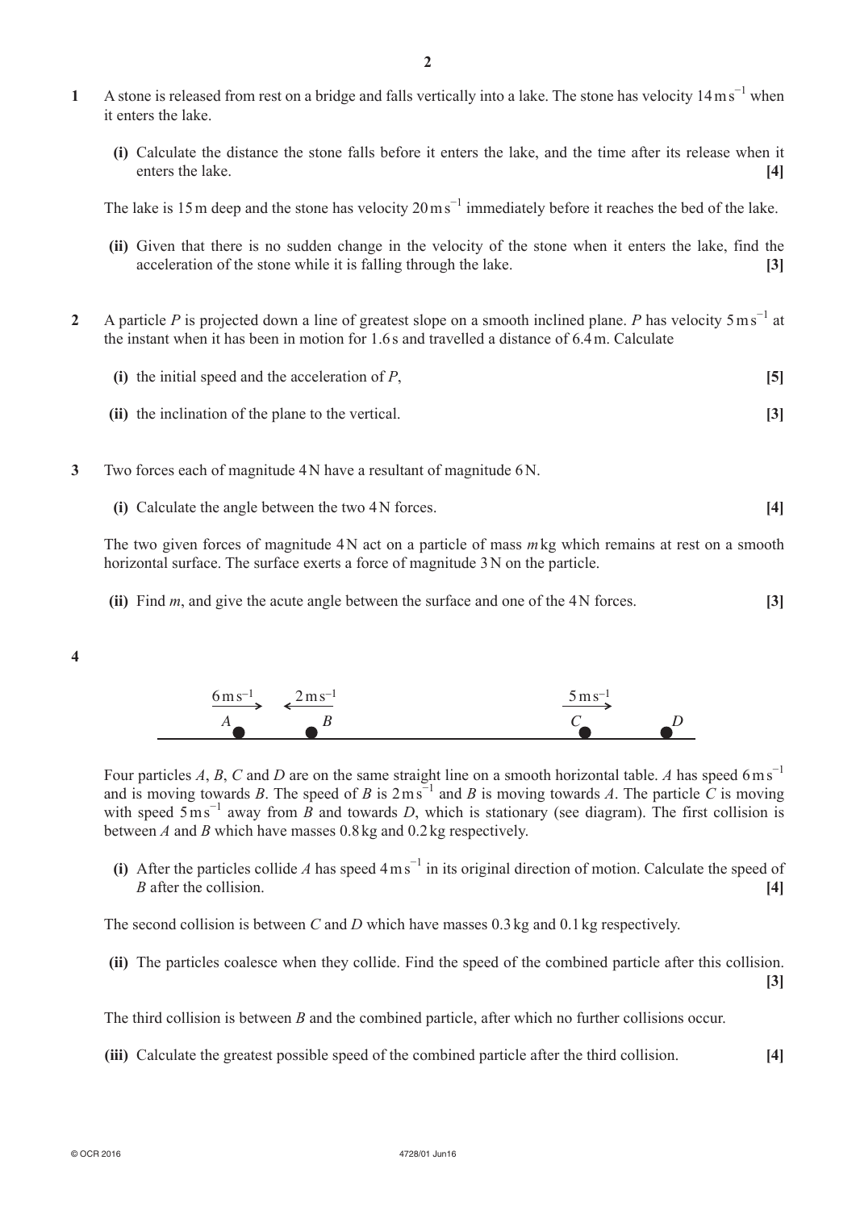**1** A stone is released from rest on a bridge and falls vertically into a lake. The stone has velocity $14\,\text{m}\,\text{s}^{-1}$ when it enters the lake.

**(i)** Calculate the distance the stone falls before it enters the lake, and the time after its release when it enters the lake. **[4]**

The lake is 15 m deep and the stone has velocity $20\,\text{m}\,\text{s}^{-1}$ immediately before it reaches the bed of the lake.

**(ii)** Given that there is no sudden change in the velocity of the stone when it enters the lake, find the acceleration of the stone while it is falling through the lake. **[3]**

**2** A particle $P$ is projected down a line of greatest slope on a smooth inclined plane. $P$ has velocity $5\,\text{m}\,\text{s}^{-1}$ at the instant when it has been in motion for 1.6 s and travelled a distance of 6.4 m. Calculate

**(i)** the initial speed and the acceleration of $P$, **[5]**

**(ii)** the inclination of the plane to the vertical. **[3]**

**3** Two forces each of magnitude 4 N have a resultant of magnitude 6 N.

**(i)** Calculate the angle between the two 4 N forces. **[4]**

The two given forces of magnitude 4 N act on a particle of mass $m$ kg which remains at rest on a smooth horizontal surface. The surface exerts a force of magnitude 3 N on the particle.

**(ii)** Find $m$, and give the acute angle between the surface and one of the 4 N forces. **[3]**

**4**

$6\,\text{m}\,\text{s}^{-1}$ →
$2\,\text{m}\,\text{s}^{-1}$ ←
$5\,\text{m}\,\text{s}^{-1}$ →
A B C D

Four particles $A$, $B$, $C$ and $D$ are on the same straight line on a smooth horizontal table. $A$ has speed $6\,\text{m}\,\text{s}^{-1}$ and is moving towards $B$. The speed of $B$ is $2\,\text{m}\,\text{s}^{-1}$ and $B$ is moving towards $A$. The particle $C$ is moving with speed $5\,\text{m}\,\text{s}^{-1}$ away from $B$ and towards $D$, which is stationary (see diagram). The first collision is between $A$ and $B$ which have masses 0.8 kg and 0.2 kg respectively.

**(i)** After the particles collide $A$ has speed $4\,\text{m}\,\text{s}^{-1}$ in its original direction of motion. Calculate the speed of $B$ after the collision. **[4]**

The second collision is between $C$ and $D$ which have masses 0.3 kg and 0.1 kg respectively.

**(ii)** The particles coalesce when they collide. Find the speed of the combined particle after this collision. **[3]**

The third collision is between $B$ and the combined particle, after which no further collisions occur.

**(iii)** Calculate the greatest possible speed of the combined particle after the third collision. **[4]**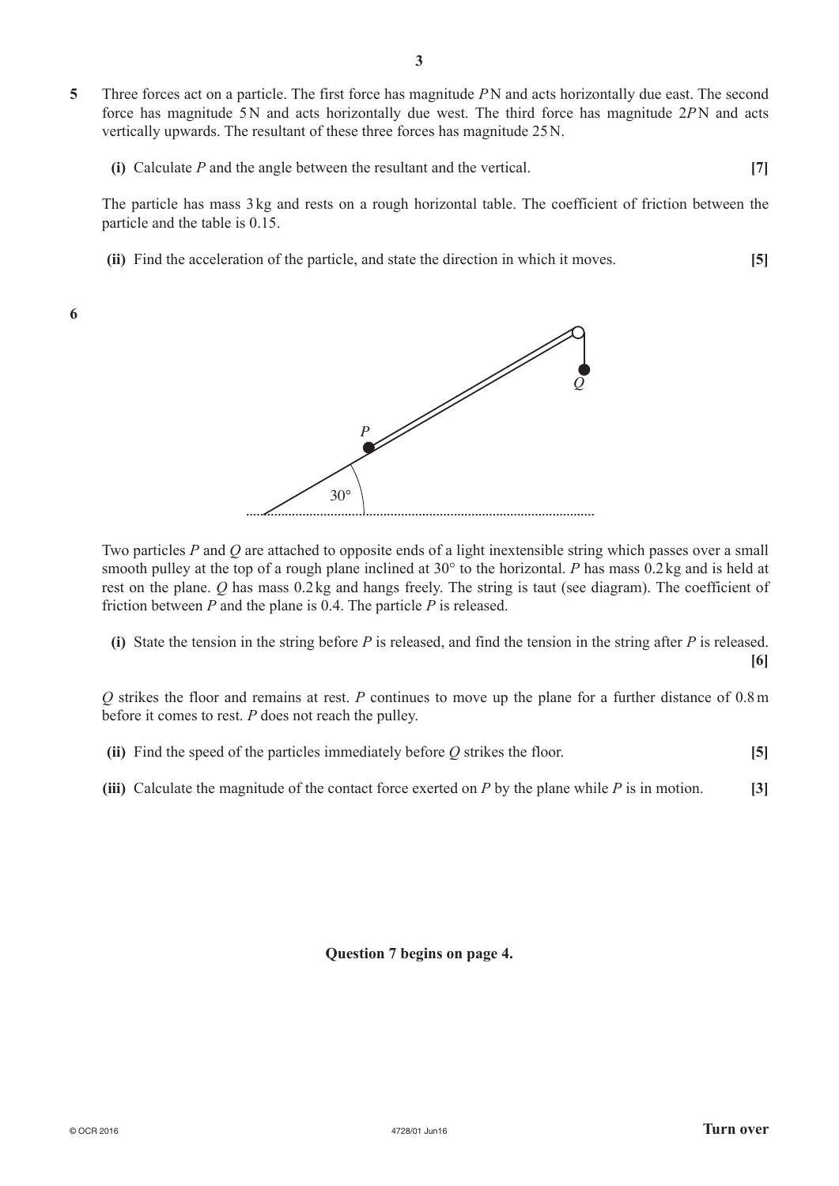**5** Three forces act on a particle. The first force has magnitude $P$ N and acts horizontally due east. The second force has magnitude 5 N and acts horizontally due west. The third force has magnitude $2P$ N and acts vertically upwards. The resultant of these three forces has magnitude 25 N.

**(i)** Calculate $P$ and the angle between the resultant and the vertical. **[7]**

The particle has mass 3 kg and rests on a rough horizontal table. The coefficient of friction between the particle and the table is 0.15.

**(ii)** Find the acceleration of the particle, and state the direction in which it moves. **[5]**

**6**

P

Q

30°

Two particles $P$ and $Q$ are attached to opposite ends of a light inextensible string which passes over a small smooth pulley at the top of a rough plane inclined at 30° to the horizontal. $P$ has mass 0.2 kg and is held at rest on the plane. $Q$ has mass 0.2 kg and hangs freely. The string is taut (see diagram). The coefficient of friction between $P$ and the plane is 0.4. The particle $P$ is released.

**(i)** State the tension in the string before $P$ is released, and find the tension in the string after $P$ is released. **[6]**

$Q$ strikes the floor and remains at rest. $P$ continues to move up the plane for a further distance of 0.8 m before it comes to rest. $P$ does not reach the pulley.

**(ii)** Find the speed of the particles immediately before $Q$ strikes the floor. **[5]**

**(iii)** Calculate the magnitude of the contact force exerted on $P$ by the plane while $P$ is in motion. **[3]**

**Question 7 begins on page 4.**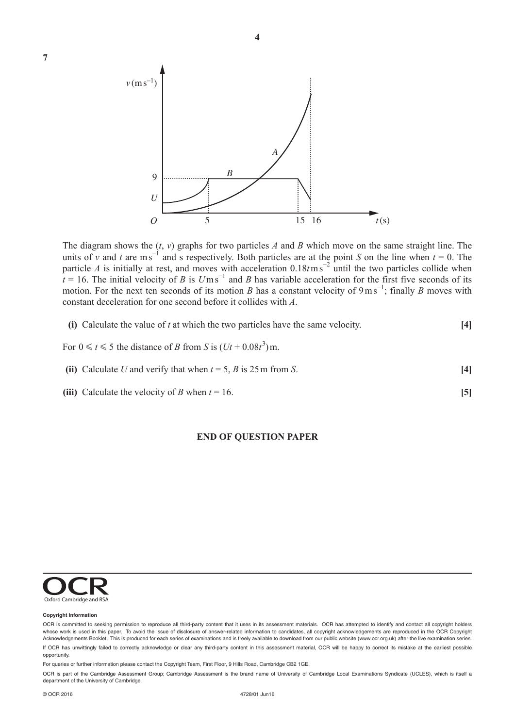**7**

$v\,(\text{m s}^{-1})$

$A$

$B$

9

$U$

$O$

5

15

16

$t\,(\text{s})$

The diagram shows the $(t, v)$ graphs for two particles $A$ and $B$ which move on the same straight line. The units of $v$ and $t$ are $\text{m s}^{-1}$ and s respectively. Both particles are at the point $S$ on the line when $t = 0$. The particle $A$ is initially at rest, and moves with acceleration $0.18t\,\text{m s}^{-2}$ until the two particles collide when $t = 16$. The initial velocity of $B$ is $U\,\text{m s}^{-1}$ and $B$ has variable acceleration for the first five seconds of its motion. For the next ten seconds of its motion $B$ has a constant velocity of $9\,\text{m s}^{-1}$; finally $B$ moves with constant deceleration for one second before it collides with $A$.

**(i)** Calculate the value of $t$ at which the two particles have the same velocity. **[4]**

For $0 \leqslant t \leqslant 5$ the distance of $B$ from $S$ is $(Ut + 0.08t^3)\,\text{m}$.

**(ii)** Calculate $U$ and verify that when $t = 5$, $B$ is 25 m from $S$. **[4]**

**(iii)** Calculate the velocity of $B$ when $t = 16$. **[5]**

**END OF QUESTION PAPER**

**Copyright Information**

OCR is committed to seeking permission to reproduce all third-party content that it uses in its assessment materials. OCR has attempted to identify and contact all copyright holders whose work is used in this paper. To avoid the issue of disclosure of answer-related information to candidates, all copyright acknowledgements are reproduced in the OCR Copyright Acknowledgements Booklet. This is produced for each series of examinations and is freely available to download from our public website (www.ocr.org.uk) after the live examination series.

If OCR has unwittingly failed to correctly acknowledge or clear any third-party content in this assessment material, OCR will be happy to correct its mistake at the earliest possible opportunity.

For queries or further information please contact the Copyright Team, First Floor, 9 Hills Road, Cambridge CB2 1GE.

OCR is part of the Cambridge Assessment Group; Cambridge Assessment is the brand name of University of Cambridge Local Examinations Syndicate (UCLES), which is itself a department of the University of Cambridge.